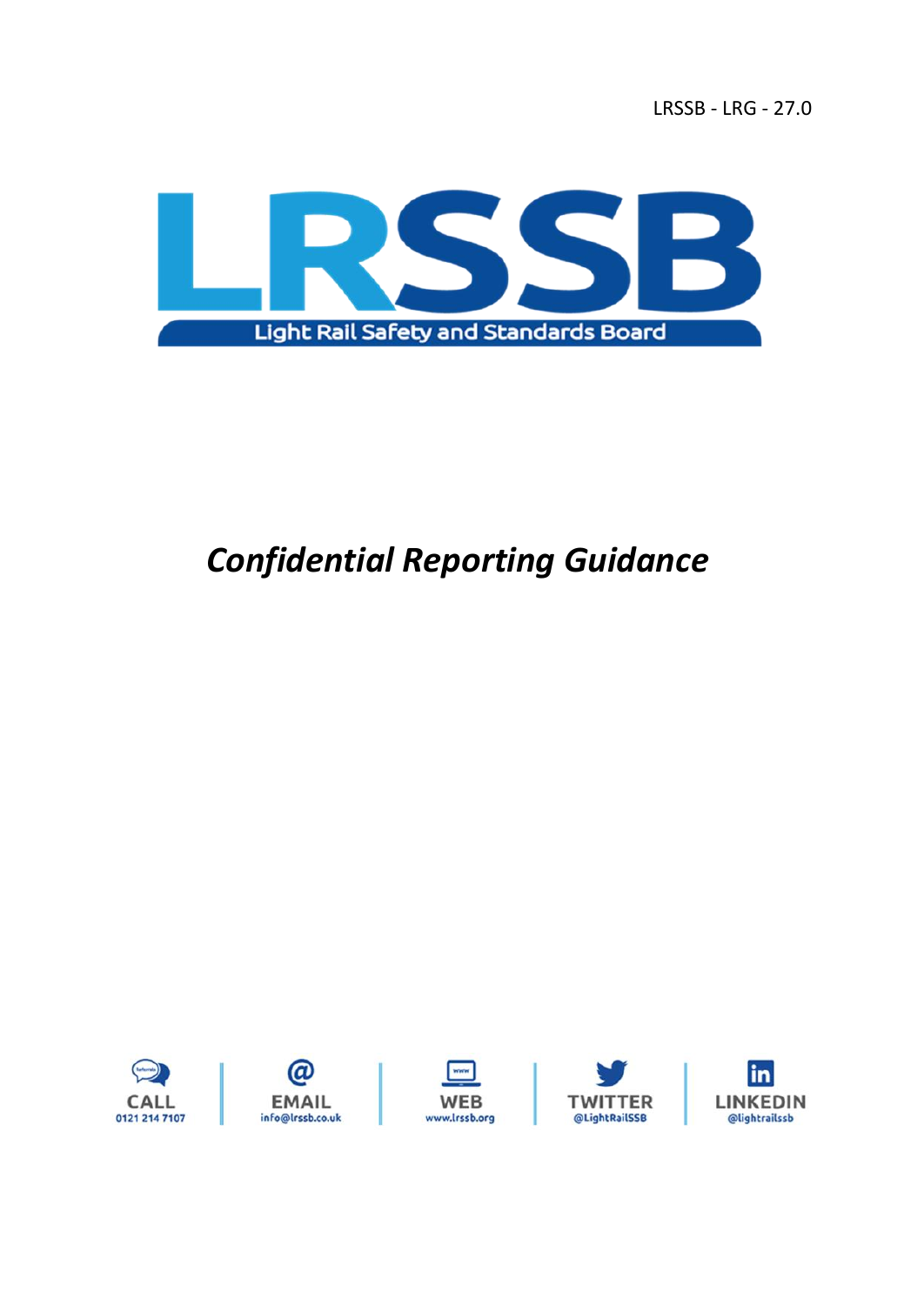LRSSB - LRG - 27.0

LRSSB

Light Rail Safety and Standards Board

# *Confidential Reporting Guidance*

CALL
0121 214 7107

EMAIL
info@lrssb.co.uk

WEB
www.lrssb.org

TWITTER
@LightRailSSB

LINKEDIN
@lightrailssb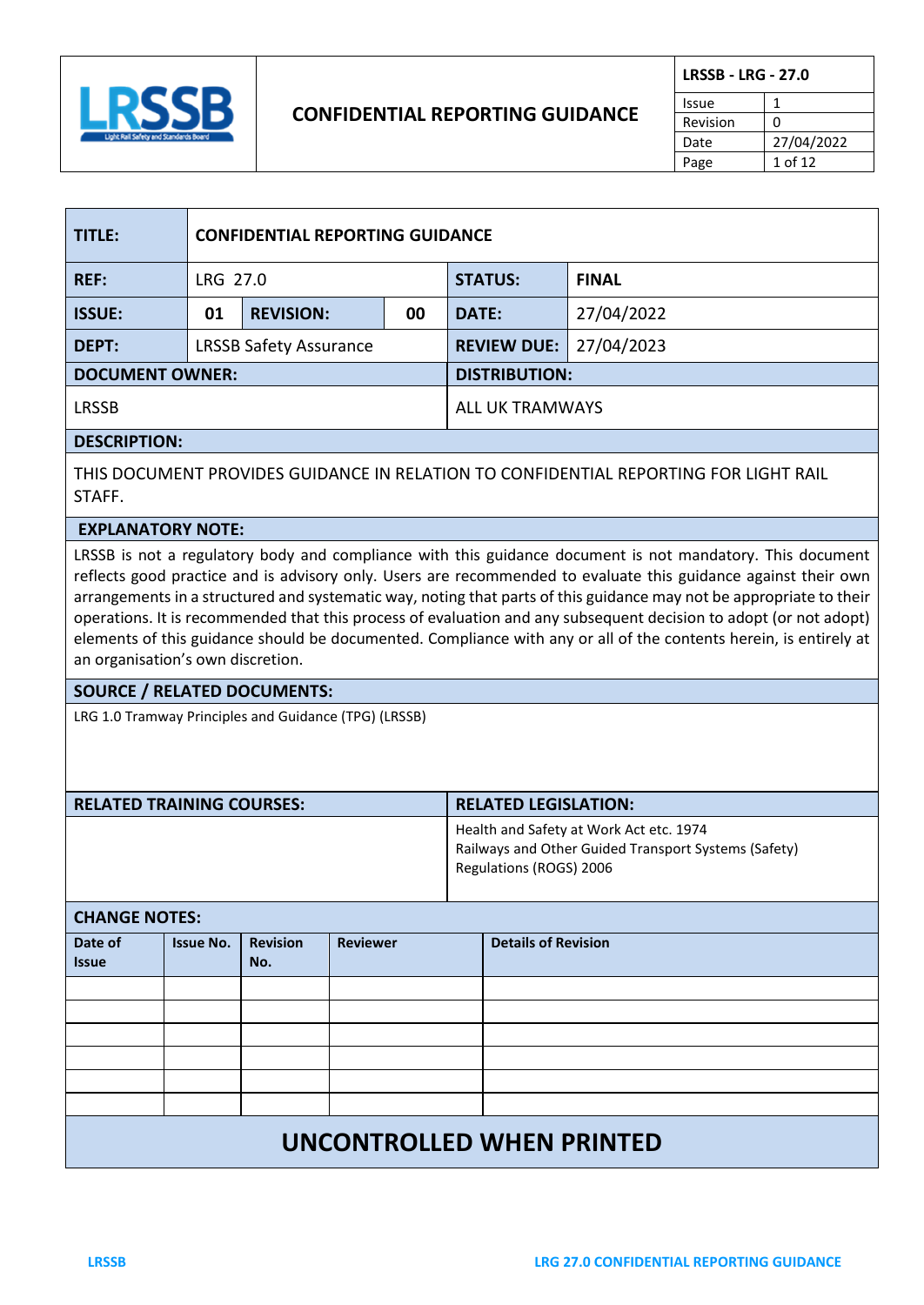| **TITLE:** | **CONFIDENTIAL REPORTING GUIDANCE** | | | | |
|---|---|---|---|---|---|
| **REF:** | LRG 27.0 | | | **STATUS:** | **FINAL** |
| **ISSUE:** | **01** | **REVISION:** | **00** | **DATE:** | 27/04/2022 |
| **DEPT:** | LRSSB Safety Assurance | | | **REVIEW DUE:** | 27/04/2023 |
| **DOCUMENT OWNER:** | | | | **DISTRIBUTION:** | |
| LRSSB | | | | ALL UK TRAMWAYS | |

**DESCRIPTION:**

THIS DOCUMENT PROVIDES GUIDANCE IN RELATION TO CONFIDENTIAL REPORTING FOR LIGHT RAIL STAFF.

**EXPLANATORY NOTE:**

LRSSB is not a regulatory body and compliance with this guidance document is not mandatory. This document reflects good practice and is advisory only. Users are recommended to evaluate this guidance against their own arrangements in a structured and systematic way, noting that parts of this guidance may not be appropriate to their operations. It is recommended that this process of evaluation and any subsequent decision to adopt (or not adopt) elements of this guidance should be documented. Compliance with any or all of the contents herein, is entirely at an organisation's own discretion.

**SOURCE / RELATED DOCUMENTS:**

LRG 1.0 Tramway Principles and Guidance (TPG) (LRSSB)

| **RELATED TRAINING COURSES:** | **RELATED LEGISLATION:** |
|---|---|
| | Health and Safety at Work Act etc. 1974<br>Railways and Other Guided Transport Systems (Safety) Regulations (ROGS) 2006 |

**CHANGE NOTES:**

| Date of Issue | Issue No. | Revision No. | Reviewer | Details of Revision |
|---|---|---|---|---|
| | | | | |
| | | | | |
| | | | | |
| | | | | |
| | | | | |
| | | | | |

**UNCONTROLLED WHEN PRINTED**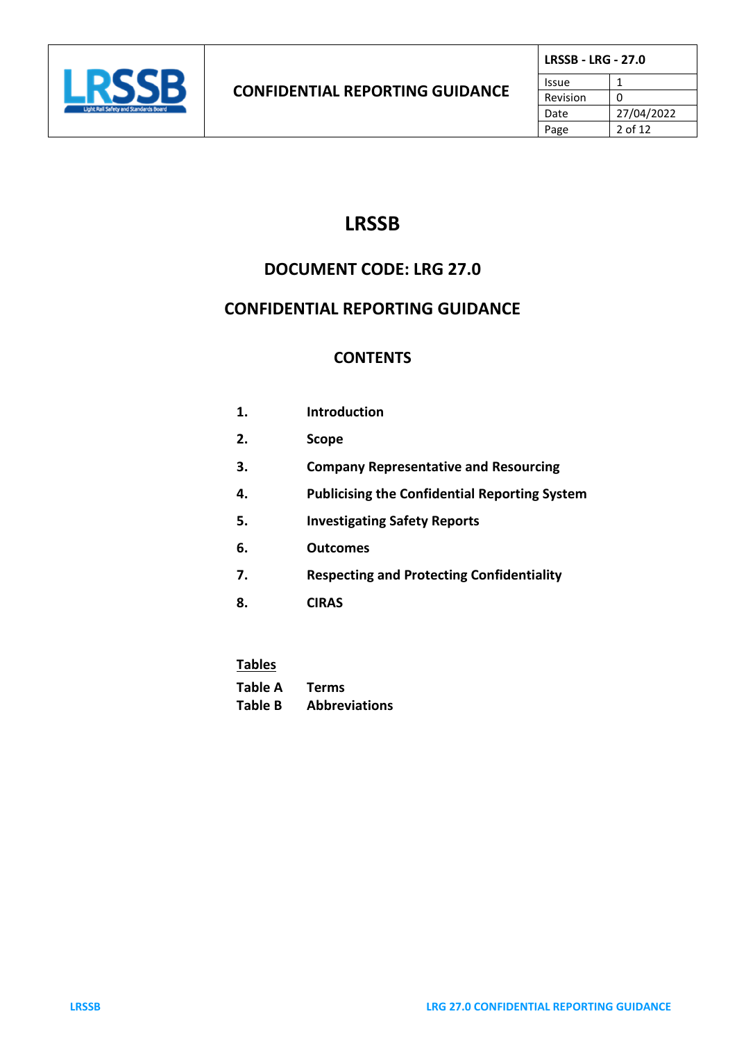# LRSSB

## DOCUMENT CODE: LRG 27.0

## CONFIDENTIAL REPORTING GUIDANCE

### CONTENTS

| | |
|---|---|
| **1.** | **Introduction** |
| **2.** | **Scope** |
| **3.** | **Company Representative and Resourcing** |
| **4.** | **Publicising the Confidential Reporting System** |
| **5.** | **Investigating Safety Reports** |
| **6.** | **Outcomes** |
| **7.** | **Respecting and Protecting Confidentiality** |
| **8.** | **CIRAS** |

**Tables**

| | |
|---|---|
| **Table A** | **Terms** |
| **Table B** | **Abbreviations** |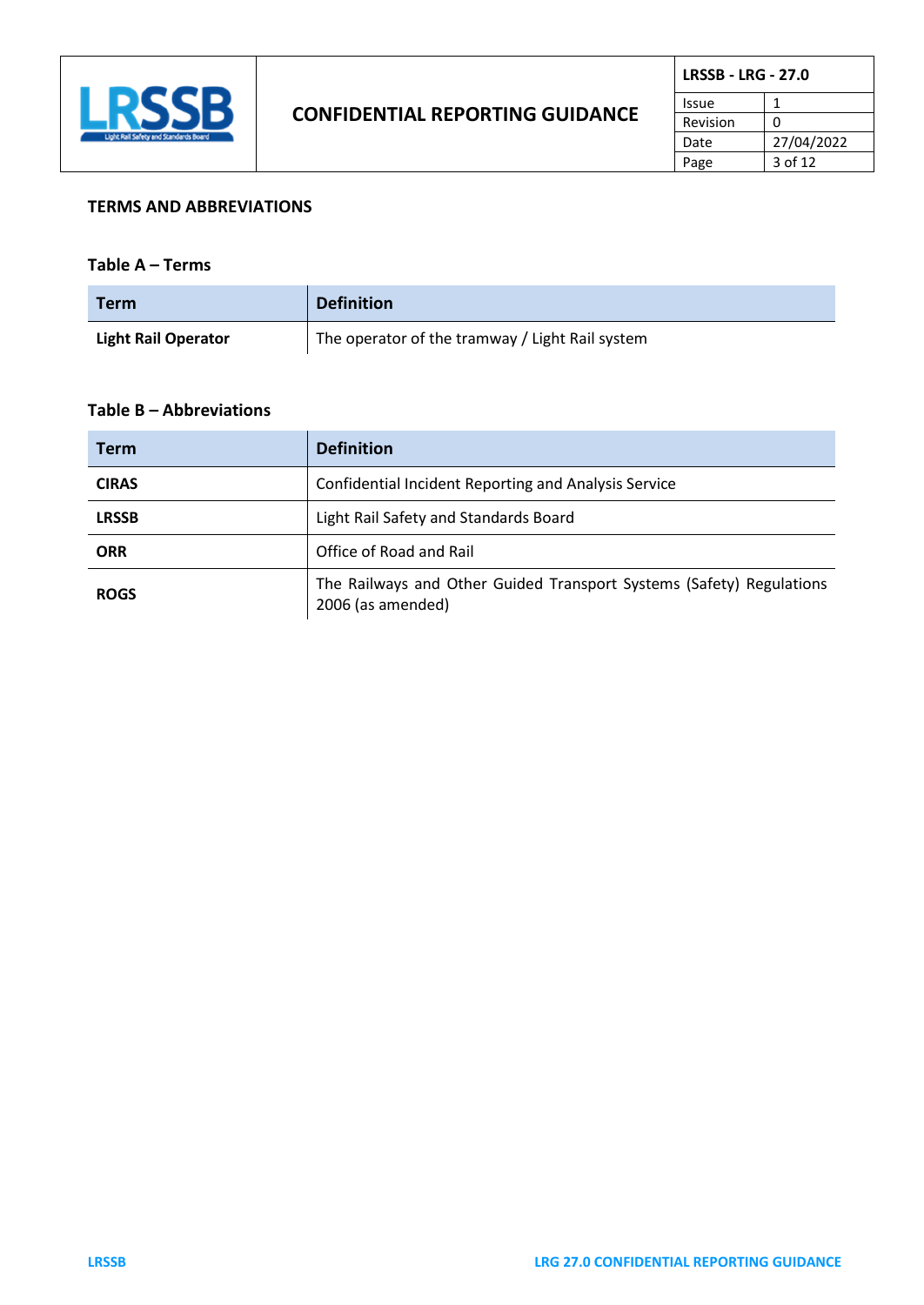## TERMS AND ABBREVIATIONS

### Table A – Terms

| Term | Definition |
|---|---|
| **Light Rail Operator** | The operator of the tramway / Light Rail system |

### Table B – Abbreviations

| Term | Definition |
|---|---|
| **CIRAS** | Confidential Incident Reporting and Analysis Service |
| **LRSSB** | Light Rail Safety and Standards Board |
| **ORR** | Office of Road and Rail |
| **ROGS** | The Railways and Other Guided Transport Systems (Safety) Regulations 2006 (as amended) |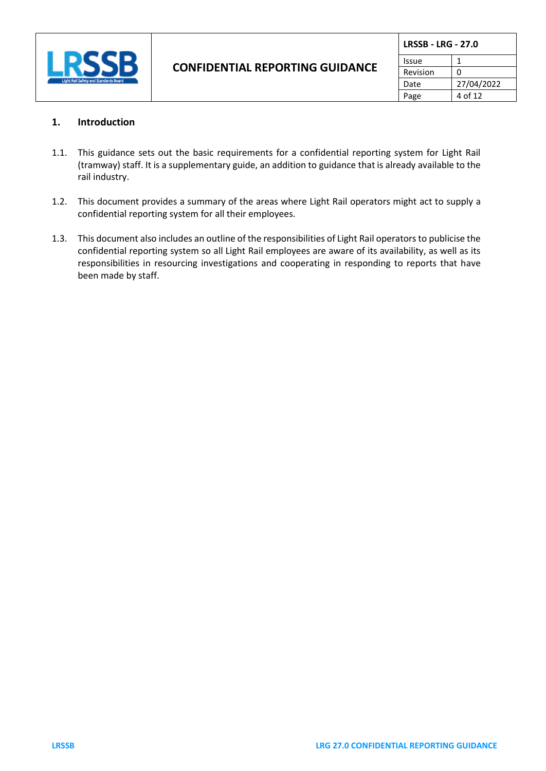## 1. Introduction

1.1. This guidance sets out the basic requirements for a confidential reporting system for Light Rail (tramway) staff. It is a supplementary guide, an addition to guidance that is already available to the rail industry.

1.2. This document provides a summary of the areas where Light Rail operators might act to supply a confidential reporting system for all their employees.

1.3. This document also includes an outline of the responsibilities of Light Rail operators to publicise the confidential reporting system so all Light Rail employees are aware of its availability, as well as its responsibilities in resourcing investigations and cooperating in responding to reports that have been made by staff.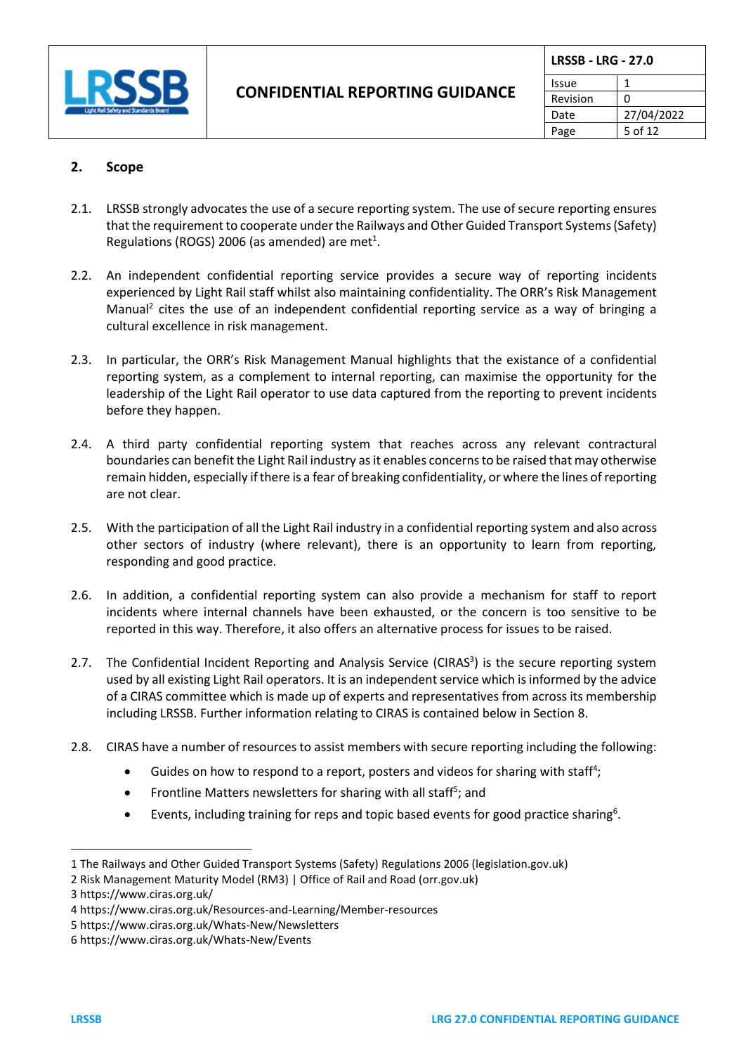## 2. Scope

2.1. LRSSB strongly advocates the use of a secure reporting system. The use of secure reporting ensures that the requirement to cooperate under the Railways and Other Guided Transport Systems (Safety) Regulations (ROGS) 2006 (as amended) are met[1].

2.2. An independent confidential reporting service provides a secure way of reporting incidents experienced by Light Rail staff whilst also maintaining confidentiality. The ORR's Risk Management Manual[2] cites the use of an independent confidential reporting service as a way of bringing a cultural excellence in risk management.

2.3. In particular, the ORR's Risk Management Manual highlights that the existance of a confidential reporting system, as a complement to internal reporting, can maximise the opportunity for the leadership of the Light Rail operator to use data captured from the reporting to prevent incidents before they happen.

2.4. A third party confidential reporting system that reaches across any relevant contractural boundaries can benefit the Light Rail industry as it enables concerns to be raised that may otherwise remain hidden, especially if there is a fear of breaking confidentiality, or where the lines of reporting are not clear.

2.5. With the participation of all the Light Rail industry in a confidential reporting system and also across other sectors of industry (where relevant), there is an opportunity to learn from reporting, responding and good practice.

2.6. In addition, a confidential reporting system can also provide a mechanism for staff to report incidents where internal channels have been exhausted, or the concern is too sensitive to be reported in this way. Therefore, it also offers an alternative process for issues to be raised.

2.7. The Confidential Incident Reporting and Analysis Service (CIRAS[3]) is the secure reporting system used by all existing Light Rail operators. It is an independent service which is informed by the advice of a CIRAS committee which is made up of experts and representatives from across its membership including LRSSB. Further information relating to CIRAS is contained below in Section 8.

2.8. CIRAS have a number of resources to assist members with secure reporting including the following:

- Guides on how to respond to a report, posters and videos for sharing with staff[4];
- Frontline Matters newsletters for sharing with all staff[5]; and
- Events, including training for reps and topic based events for good practice sharing[6].

---

1 The Railways and Other Guided Transport Systems (Safety) Regulations 2006 (legislation.gov.uk)
2 Risk Management Maturity Model (RM3) | Office of Rail and Road (orr.gov.uk)
3 https://www.ciras.org.uk/
4 https://www.ciras.org.uk/Resources-and-Learning/Member-resources
5 https://www.ciras.org.uk/Whats-New/Newsletters
6 https://www.ciras.org.uk/Whats-New/Events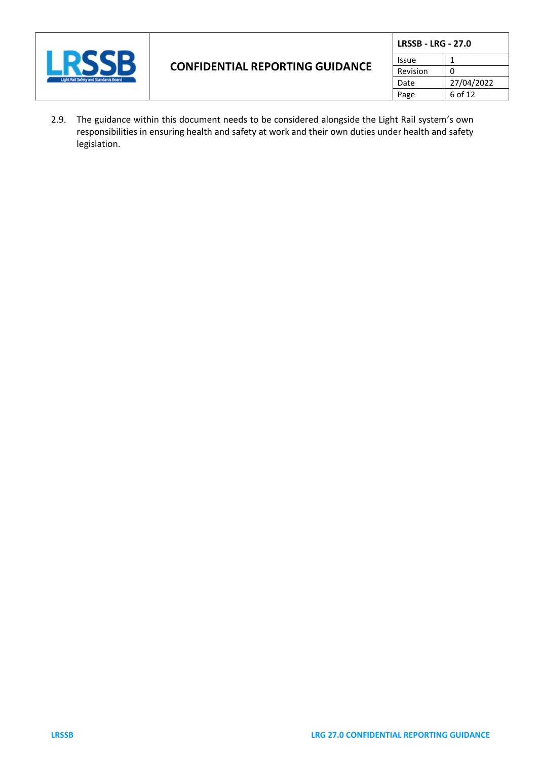2.9. The guidance within this document needs to be considered alongside the Light Rail system's own responsibilities in ensuring health and safety at work and their own duties under health and safety legislation.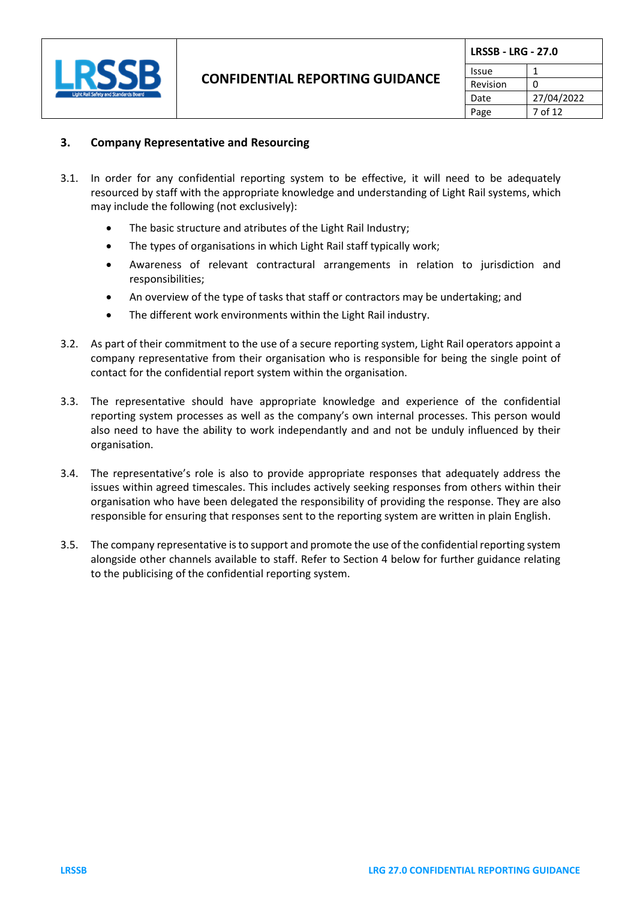## 3. Company Representative and Resourcing

3.1. In order for any confidential reporting system to be effective, it will need to be adequately resourced by staff with the appropriate knowledge and understanding of Light Rail systems, which may include the following (not exclusively):

- The basic structure and atributes of the Light Rail Industry;
- The types of organisations in which Light Rail staff typically work;
- Awareness of relevant contractural arrangements in relation to jurisdiction and responsibilities;
- An overview of the type of tasks that staff or contractors may be undertaking; and
- The different work environments within the Light Rail industry.

3.2. As part of their commitment to the use of a secure reporting system, Light Rail operators appoint a company representative from their organisation who is responsible for being the single point of contact for the confidential report system within the organisation.

3.3. The representative should have appropriate knowledge and experience of the confidential reporting system processes as well as the company's own internal processes. This person would also need to have the ability to work independantly and and not be unduly influenced by their organisation.

3.4. The representative's role is also to provide appropriate responses that adequately address the issues within agreed timescales. This includes actively seeking responses from others within their organisation who have been delegated the responsibility of providing the response. They are also responsible for ensuring that responses sent to the reporting system are written in plain English.

3.5. The company representative is to support and promote the use of the confidential reporting system alongside other channels available to staff. Refer to Section 4 below for further guidance relating to the publicising of the confidential reporting system.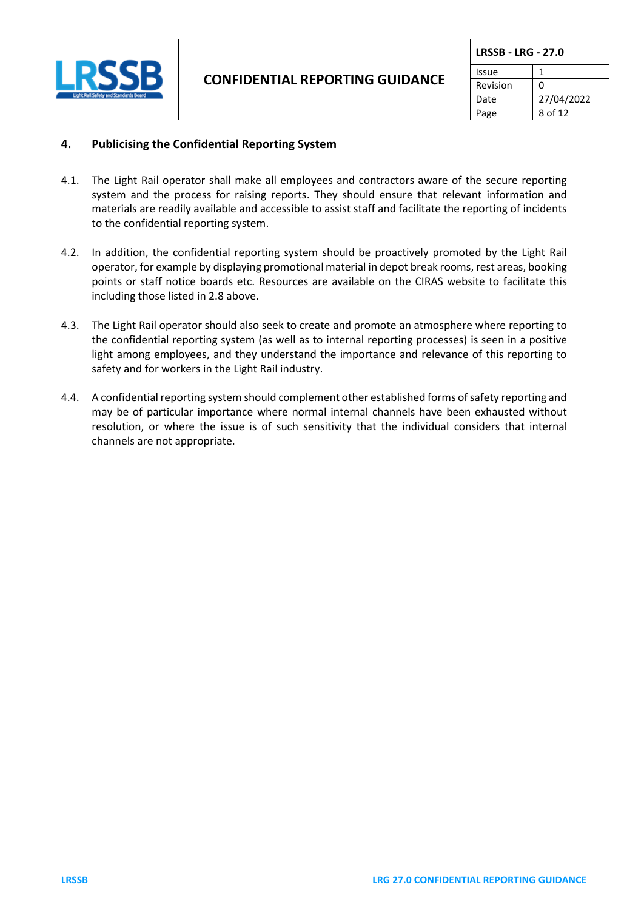## 4. Publicising the Confidential Reporting System

4.1. The Light Rail operator shall make all employees and contractors aware of the secure reporting system and the process for raising reports. They should ensure that relevant information and materials are readily available and accessible to assist staff and facilitate the reporting of incidents to the confidential reporting system.

4.2. In addition, the confidential reporting system should be proactively promoted by the Light Rail operator, for example by displaying promotional material in depot break rooms, rest areas, booking points or staff notice boards etc. Resources are available on the CIRAS website to facilitate this including those listed in 2.8 above.

4.3. The Light Rail operator should also seek to create and promote an atmosphere where reporting to the confidential reporting system (as well as to internal reporting processes) is seen in a positive light among employees, and they understand the importance and relevance of this reporting to safety and for workers in the Light Rail industry.

4.4. A confidential reporting system should complement other established forms of safety reporting and may be of particular importance where normal internal channels have been exhausted without resolution, or where the issue is of such sensitivity that the individual considers that internal channels are not appropriate.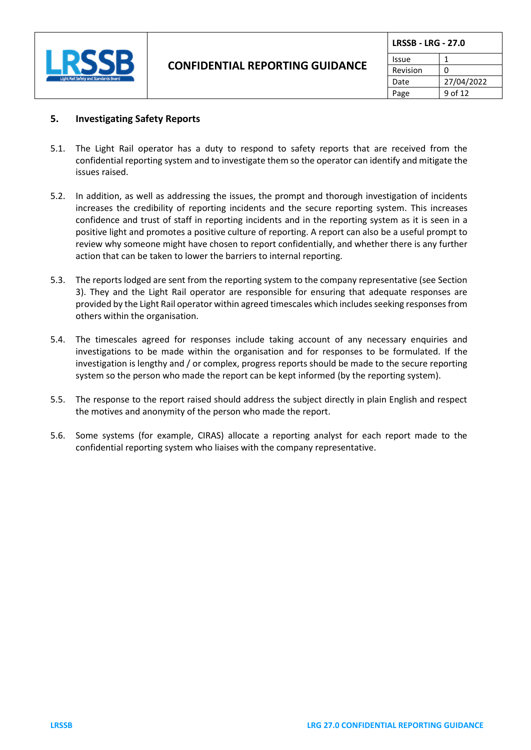## 5. Investigating Safety Reports

5.1. The Light Rail operator has a duty to respond to safety reports that are received from the confidential reporting system and to investigate them so the operator can identify and mitigate the issues raised.

5.2. In addition, as well as addressing the issues, the prompt and thorough investigation of incidents increases the credibility of reporting incidents and the secure reporting system. This increases confidence and trust of staff in reporting incidents and in the reporting system as it is seen in a positive light and promotes a positive culture of reporting. A report can also be a useful prompt to review why someone might have chosen to report confidentially, and whether there is any further action that can be taken to lower the barriers to internal reporting.

5.3. The reports lodged are sent from the reporting system to the company representative (see Section 3). They and the Light Rail operator are responsible for ensuring that adequate responses are provided by the Light Rail operator within agreed timescales which includes seeking responses from others within the organisation.

5.4. The timescales agreed for responses include taking account of any necessary enquiries and investigations to be made within the organisation and for responses to be formulated. If the investigation is lengthy and / or complex, progress reports should be made to the secure reporting system so the person who made the report can be kept informed (by the reporting system).

5.5. The response to the report raised should address the subject directly in plain English and respect the motives and anonymity of the person who made the report.

5.6. Some systems (for example, CIRAS) allocate a reporting analyst for each report made to the confidential reporting system who liaises with the company representative.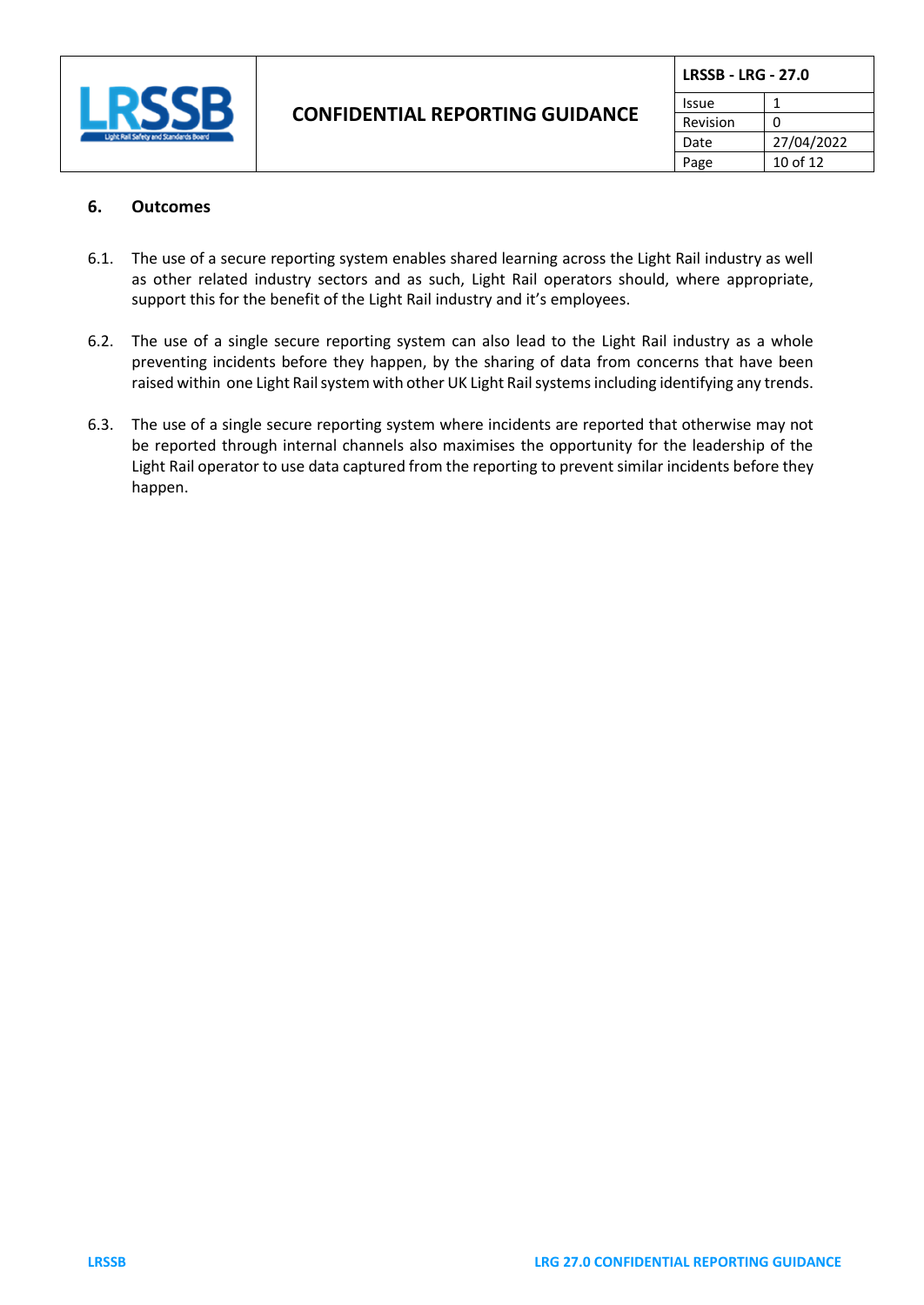## 6. Outcomes

6.1. The use of a secure reporting system enables shared learning across the Light Rail industry as well as other related industry sectors and as such, Light Rail operators should, where appropriate, support this for the benefit of the Light Rail industry and it's employees.

6.2. The use of a single secure reporting system can also lead to the Light Rail industry as a whole preventing incidents before they happen, by the sharing of data from concerns that have been raised within one Light Rail system with other UK Light Rail systems including identifying any trends.

6.3. The use of a single secure reporting system where incidents are reported that otherwise may not be reported through internal channels also maximises the opportunity for the leadership of the Light Rail operator to use data captured from the reporting to prevent similar incidents before they happen.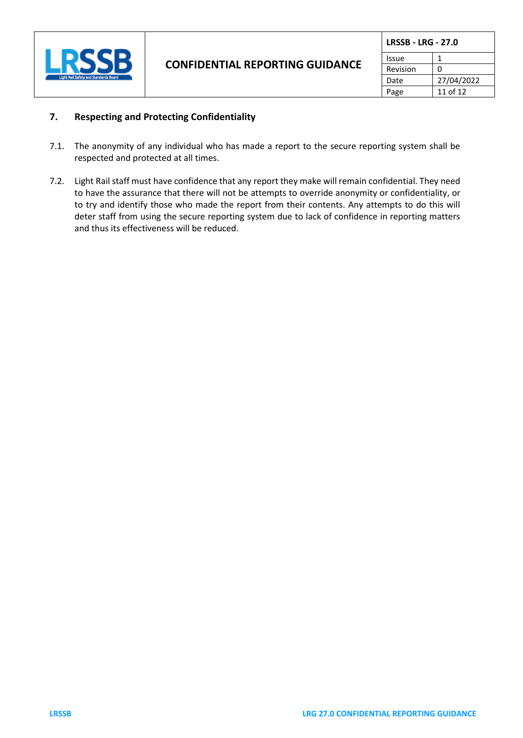## 7. Respecting and Protecting Confidentiality

7.1. The anonymity of any individual who has made a report to the secure reporting system shall be respected and protected at all times.

7.2. Light Rail staff must have confidence that any report they make will remain confidential. They need to have the assurance that there will not be attempts to override anonymity or confidentiality, or to try and identify those who made the report from their contents. Any attempts to do this will deter staff from using the secure reporting system due to lack of confidence in reporting matters and thus its effectiveness will be reduced.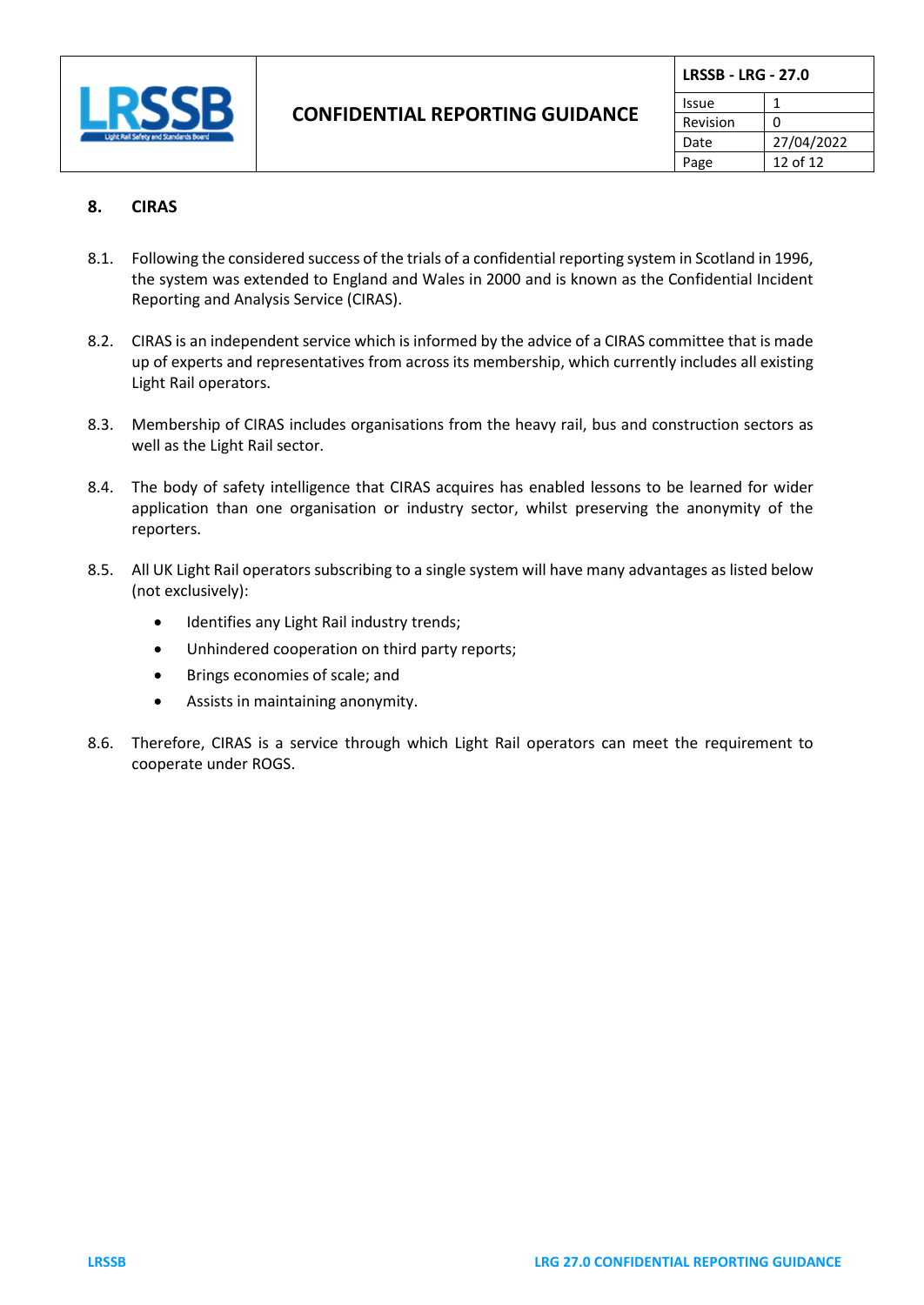## 8. CIRAS

8.1. Following the considered success of the trials of a confidential reporting system in Scotland in 1996, the system was extended to England and Wales in 2000 and is known as the Confidential Incident Reporting and Analysis Service (CIRAS).

8.2. CIRAS is an independent service which is informed by the advice of a CIRAS committee that is made up of experts and representatives from across its membership, which currently includes all existing Light Rail operators.

8.3. Membership of CIRAS includes organisations from the heavy rail, bus and construction sectors as well as the Light Rail sector.

8.4. The body of safety intelligence that CIRAS acquires has enabled lessons to be learned for wider application than one organisation or industry sector, whilst preserving the anonymity of the reporters.

8.5. All UK Light Rail operators subscribing to a single system will have many advantages as listed below (not exclusively):

- Identifies any Light Rail industry trends;
- Unhindered cooperation on third party reports;
- Brings economies of scale; and
- Assists in maintaining anonymity.

8.6. Therefore, CIRAS is a service through which Light Rail operators can meet the requirement to cooperate under ROGS.